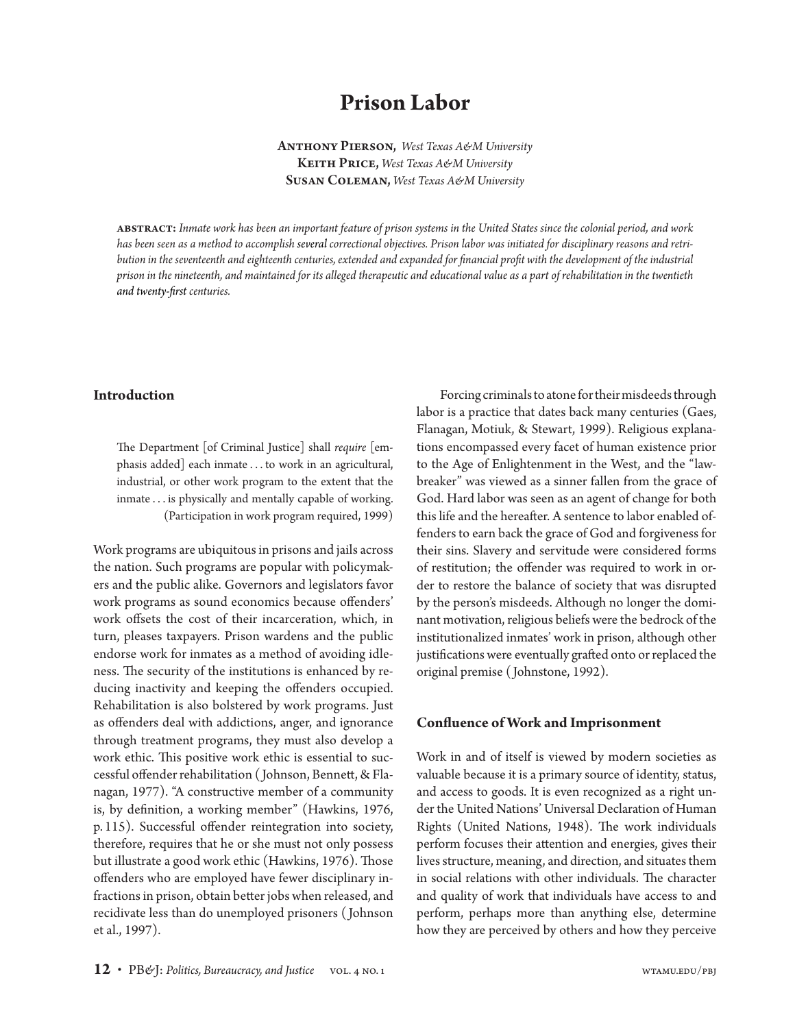# Prison Labor

**Anthony Pierson,** *West Texas A&M University*
**Keith Price,** *West Texas A&M University*
**Susan Coleman,** *West Texas A&M University*

**abstract:** *Inmate work has been an important feature of prison systems in the United States since the colonial period, and work has been seen as a method to accomplish several correctional objectives. Prison labor was initiated for disciplinary reasons and retribution in the seventeenth and eighteenth centuries, extended and expanded for financial profit with the development of the industrial prison in the nineteenth, and maintained for its alleged therapeutic and educational value as a part of rehabilitation in the twentieth and twenty-first centuries.*

## Introduction

> The Department [of Criminal Justice] shall *require* [emphasis added] each inmate . . . to work in an agricultural, industrial, or other work program to the extent that the inmate . . . is physically and mentally capable of working.
> (Participation in work program required, 1999)

Work programs are ubiquitous in prisons and jails across the nation. Such programs are popular with policymakers and the public alike. Governors and legislators favor work programs as sound economics because offenders' work offsets the cost of their incarceration, which, in turn, pleases taxpayers. Prison wardens and the public endorse work for inmates as a method of avoiding idleness. The security of the institutions is enhanced by reducing inactivity and keeping the offenders occupied. Rehabilitation is also bolstered by work programs. Just as offenders deal with addictions, anger, and ignorance through treatment programs, they must also develop a work ethic. This positive work ethic is essential to successful offender rehabilitation ( Johnson, Bennett, & Flanagan, 1977). "A constructive member of a community is, by definition, a working member" (Hawkins, 1976, p. 115). Successful offender reintegration into society, therefore, requires that he or she must not only possess but illustrate a good work ethic (Hawkins, 1976). Those offenders who are employed have fewer disciplinary infractions in prison, obtain better jobs when released, and recidivate less than do unemployed prisoners ( Johnson et al., 1997).

Forcing criminals to atone for their misdeeds through labor is a practice that dates back many centuries (Gaes, Flanagan, Motiuk, & Stewart, 1999). Religious explanations encompassed every facet of human existence prior to the Age of Enlightenment in the West, and the "lawbreaker" was viewed as a sinner fallen from the grace of God. Hard labor was seen as an agent of change for both this life and the hereafter. A sentence to labor enabled offenders to earn back the grace of God and forgiveness for their sins. Slavery and servitude were considered forms of restitution; the offender was required to work in order to restore the balance of society that was disrupted by the person's misdeeds. Although no longer the dominant motivation, religious beliefs were the bedrock of the institutionalized inmates' work in prison, although other justifications were eventually grafted onto or replaced the original premise ( Johnstone, 1992).

## Confluence of Work and Imprisonment

Work in and of itself is viewed by modern societies as valuable because it is a primary source of identity, status, and access to goods. It is even recognized as a right under the United Nations' Universal Declaration of Human Rights (United Nations, 1948). The work individuals perform focuses their attention and energies, gives their lives structure, meaning, and direction, and situates them in social relations with other individuals. The character and quality of work that individuals have access to and perform, perhaps more than anything else, determine how they are perceived by others and how they perceive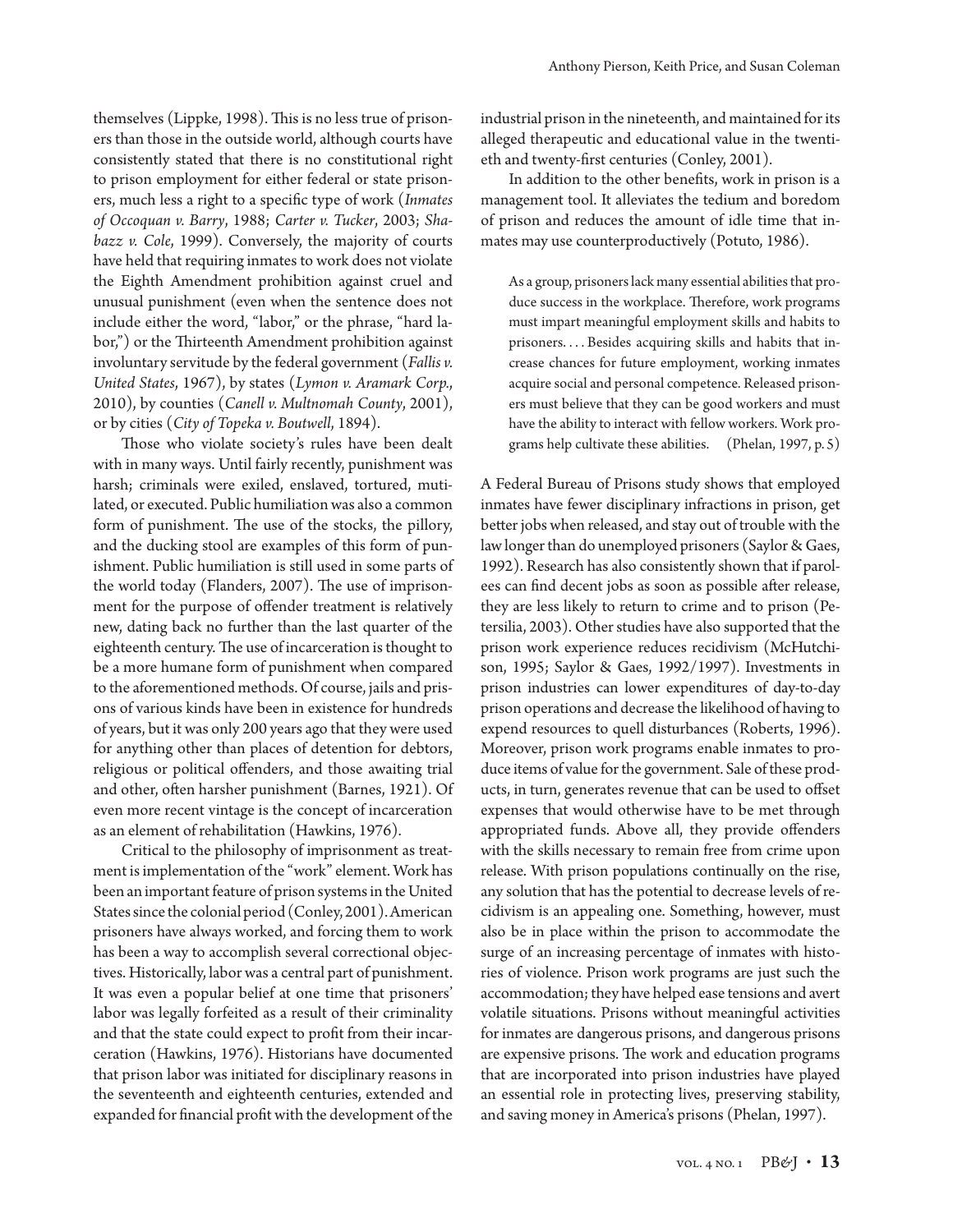themselves (Lippke, 1998). This is no less true of prisoners than those in the outside world, although courts have consistently stated that there is no constitutional right to prison employment for either federal or state prisoners, much less a right to a specific type of work (*Inmates of Occoquan v. Barry*, 1988; *Carter v. Tucker*, 2003; *Shabazz v. Cole*, 1999). Conversely, the majority of courts have held that requiring inmates to work does not violate the Eighth Amendment prohibition against cruel and unusual punishment (even when the sentence does not include either the word, "labor," or the phrase, "hard labor,") or the Thirteenth Amendment prohibition against involuntary servitude by the federal government (*Fallis v. United States*, 1967), by states (*Lymon v. Aramark Corp.*, 2010), by counties (*Canell v. Multnomah County*, 2001), or by cities (*City of Topeka v. Boutwell*, 1894).

Those who violate society's rules have been dealt with in many ways. Until fairly recently, punishment was harsh; criminals were exiled, enslaved, tortured, mutilated, or executed. Public humiliation was also a common form of punishment. The use of the stocks, the pillory, and the ducking stool are examples of this form of punishment. Public humiliation is still used in some parts of the world today (Flanders, 2007). The use of imprisonment for the purpose of offender treatment is relatively new, dating back no further than the last quarter of the eighteenth century. The use of incarceration is thought to be a more humane form of punishment when compared to the aforementioned methods. Of course, jails and prisons of various kinds have been in existence for hundreds of years, but it was only 200 years ago that they were used for anything other than places of detention for debtors, religious or political offenders, and those awaiting trial and other, often harsher punishment (Barnes, 1921). Of even more recent vintage is the concept of incarceration as an element of rehabilitation (Hawkins, 1976).

Critical to the philosophy of imprisonment as treatment is implementation of the "work" element. Work has been an important feature of prison systems in the United States since the colonial period (Conley, 2001). American prisoners have always worked, and forcing them to work has been a way to accomplish several correctional objectives. Historically, labor was a central part of punishment. It was even a popular belief at one time that prisoners' labor was legally forfeited as a result of their criminality and that the state could expect to profit from their incarceration (Hawkins, 1976). Historians have documented that prison labor was initiated for disciplinary reasons in the seventeenth and eighteenth centuries, extended and expanded for financial profit with the development of the industrial prison in the nineteenth, and maintained for its alleged therapeutic and educational value in the twentieth and twenty-first centuries (Conley, 2001).

In addition to the other benefits, work in prison is a management tool. It alleviates the tedium and boredom of prison and reduces the amount of idle time that inmates may use counterproductively (Potuto, 1986).

> As a group, prisoners lack many essential abilities that produce success in the workplace. Therefore, work programs must impart meaningful employment skills and habits to prisoners. . . . Besides acquiring skills and habits that increase chances for future employment, working inmates acquire social and personal competence. Released prisoners must believe that they can be good workers and must have the ability to interact with fellow workers. Work programs help cultivate these abilities. (Phelan, 1997, p. 5)

A Federal Bureau of Prisons study shows that employed inmates have fewer disciplinary infractions in prison, get better jobs when released, and stay out of trouble with the law longer than do unemployed prisoners (Saylor & Gaes, 1992). Research has also consistently shown that if parolees can find decent jobs as soon as possible after release, they are less likely to return to crime and to prison (Petersilia, 2003). Other studies have also supported that the prison work experience reduces recidivism (McHutchison, 1995; Saylor & Gaes, 1992/1997). Investments in prison industries can lower expenditures of day-to-day prison operations and decrease the likelihood of having to expend resources to quell disturbances (Roberts, 1996). Moreover, prison work programs enable inmates to produce items of value for the government. Sale of these products, in turn, generates revenue that can be used to offset expenses that would otherwise have to be met through appropriated funds. Above all, they provide offenders with the skills necessary to remain free from crime upon release. With prison populations continually on the rise, any solution that has the potential to decrease levels of recidivism is an appealing one. Something, however, must also be in place within the prison to accommodate the surge of an increasing percentage of inmates with histories of violence. Prison work programs are just such the accommodation; they have helped ease tensions and avert volatile situations. Prisons without meaningful activities for inmates are dangerous prisons, and dangerous prisons are expensive prisons. The work and education programs that are incorporated into prison industries have played an essential role in protecting lives, preserving stability, and saving money in America's prisons (Phelan, 1997).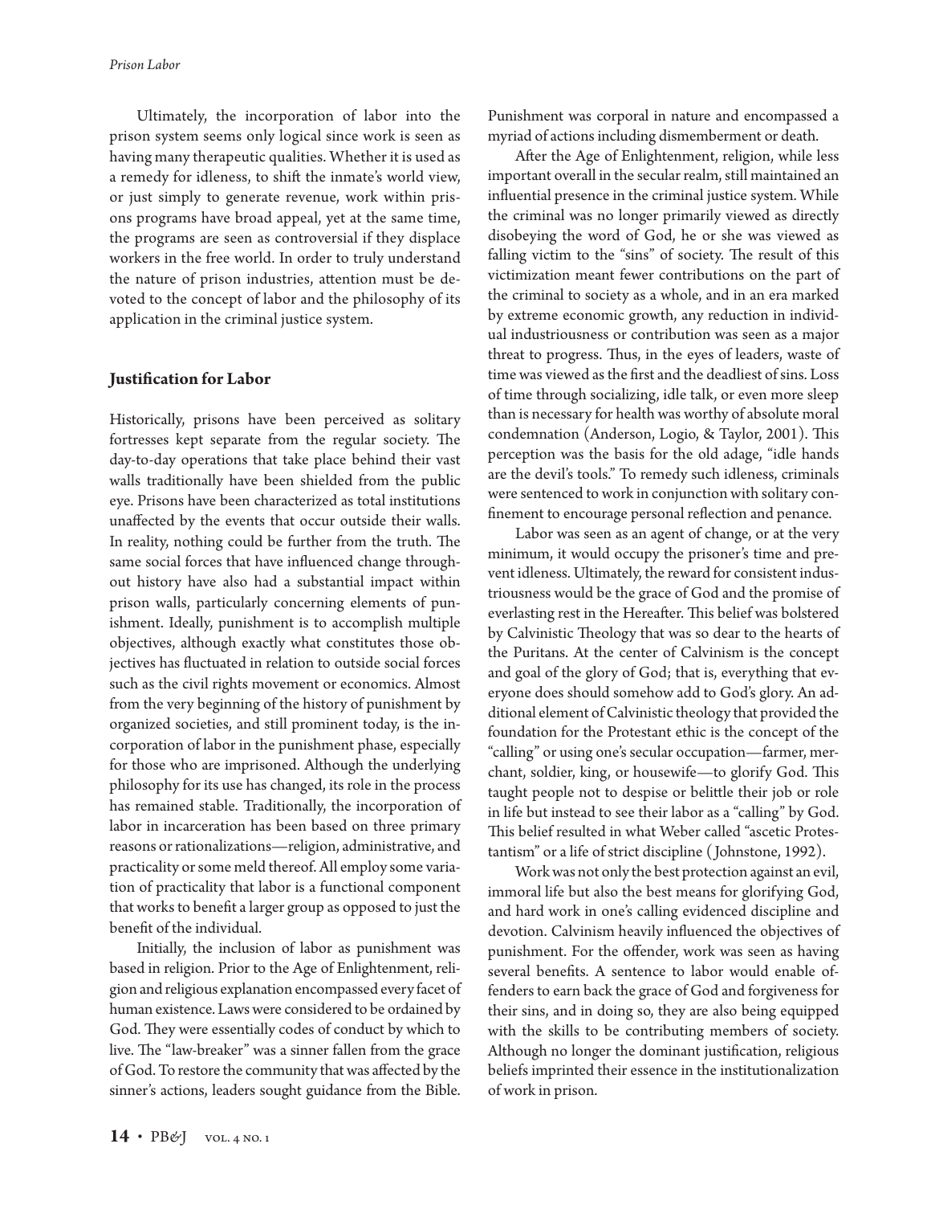Ultimately, the incorporation of labor into the prison system seems only logical since work is seen as having many therapeutic qualities. Whether it is used as a remedy for idleness, to shift the inmate's world view, or just simply to generate revenue, work within prisons programs have broad appeal, yet at the same time, the programs are seen as controversial if they displace workers in the free world. In order to truly understand the nature of prison industries, attention must be devoted to the concept of labor and the philosophy of its application in the criminal justice system.

## Justification for Labor

Historically, prisons have been perceived as solitary fortresses kept separate from the regular society. The day-to-day operations that take place behind their vast walls traditionally have been shielded from the public eye. Prisons have been characterized as total institutions unaffected by the events that occur outside their walls. In reality, nothing could be further from the truth. The same social forces that have influenced change throughout history have also had a substantial impact within prison walls, particularly concerning elements of punishment. Ideally, punishment is to accomplish multiple objectives, although exactly what constitutes those objectives has fluctuated in relation to outside social forces such as the civil rights movement or economics. Almost from the very beginning of the history of punishment by organized societies, and still prominent today, is the incorporation of labor in the punishment phase, especially for those who are imprisoned. Although the underlying philosophy for its use has changed, its role in the process has remained stable. Traditionally, the incorporation of labor in incarceration has been based on three primary reasons or rationalizations—religion, administrative, and practicality or some meld thereof. All employ some variation of practicality that labor is a functional component that works to benefit a larger group as opposed to just the benefit of the individual.

Initially, the inclusion of labor as punishment was based in religion. Prior to the Age of Enlightenment, religion and religious explanation encompassed every facet of human existence. Laws were considered to be ordained by God. They were essentially codes of conduct by which to live. The "law-breaker" was a sinner fallen from the grace of God. To restore the community that was affected by the sinner's actions, leaders sought guidance from the Bible. Punishment was corporal in nature and encompassed a myriad of actions including dismemberment or death.

After the Age of Enlightenment, religion, while less important overall in the secular realm, still maintained an influential presence in the criminal justice system. While the criminal was no longer primarily viewed as directly disobeying the word of God, he or she was viewed as falling victim to the "sins" of society. The result of this victimization meant fewer contributions on the part of the criminal to society as a whole, and in an era marked by extreme economic growth, any reduction in individual industriousness or contribution was seen as a major threat to progress. Thus, in the eyes of leaders, waste of time was viewed as the first and the deadliest of sins. Loss of time through socializing, idle talk, or even more sleep than is necessary for health was worthy of absolute moral condemnation (Anderson, Logio, & Taylor, 2001). This perception was the basis for the old adage, "idle hands are the devil's tools." To remedy such idleness, criminals were sentenced to work in conjunction with solitary confinement to encourage personal reflection and penance.

Labor was seen as an agent of change, or at the very minimum, it would occupy the prisoner's time and prevent idleness. Ultimately, the reward for consistent industriousness would be the grace of God and the promise of everlasting rest in the Hereafter. This belief was bolstered by Calvinistic Theology that was so dear to the hearts of the Puritans. At the center of Calvinism is the concept and goal of the glory of God; that is, everything that everyone does should somehow add to God's glory. An additional element of Calvinistic theology that provided the foundation for the Protestant ethic is the concept of the "calling" or using one's secular occupation—farmer, merchant, soldier, king, or housewife—to glorify God. This taught people not to despise or belittle their job or role in life but instead to see their labor as a "calling" by God. This belief resulted in what Weber called "ascetic Protestantism" or a life of strict discipline (Johnstone, 1992).

Work was not only the best protection against an evil, immoral life but also the best means for glorifying God, and hard work in one's calling evidenced discipline and devotion. Calvinism heavily influenced the objectives of punishment. For the offender, work was seen as having several benefits. A sentence to labor would enable offenders to earn back the grace of God and forgiveness for their sins, and in doing so, they are also being equipped with the skills to be contributing members of society. Although no longer the dominant justification, religious beliefs imprinted their essence in the institutionalization of work in prison.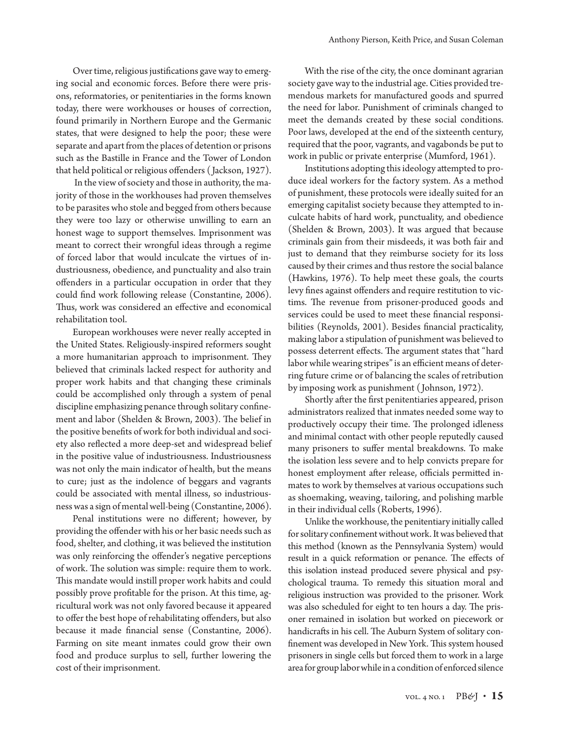Over time, religious justifications gave way to emerging social and economic forces. Before there were prisons, reformatories, or penitentiaries in the forms known today, there were workhouses or houses of correction, found primarily in Northern Europe and the Germanic states, that were designed to help the poor; these were separate and apart from the places of detention or prisons such as the Bastille in France and the Tower of London that held political or religious offenders (Jackson, 1927).

In the view of society and those in authority, the majority of those in the workhouses had proven themselves to be parasites who stole and begged from others because they were too lazy or otherwise unwilling to earn an honest wage to support themselves. Imprisonment was meant to correct their wrongful ideas through a regime of forced labor that would inculcate the virtues of industriousness, obedience, and punctuality and also train offenders in a particular occupation in order that they could find work following release (Constantine, 2006). Thus, work was considered an effective and economical rehabilitation tool.

European workhouses were never really accepted in the United States. Religiously-inspired reformers sought a more humanitarian approach to imprisonment. They believed that criminals lacked respect for authority and proper work habits and that changing these criminals could be accomplished only through a system of penal discipline emphasizing penance through solitary confinement and labor (Shelden & Brown, 2003). The belief in the positive benefits of work for both individual and society also reflected a more deep-set and widespread belief in the positive value of industriousness. Industriousness was not only the main indicator of health, but the means to cure; just as the indolence of beggars and vagrants could be associated with mental illness, so industriousness was a sign of mental well-being (Constantine, 2006).

Penal institutions were no different; however, by providing the offender with his or her basic needs such as food, shelter, and clothing, it was believed the institution was only reinforcing the offender's negative perceptions of work. The solution was simple: require them to work. This mandate would instill proper work habits and could possibly prove profitable for the prison. At this time, agricultural work was not only favored because it appeared to offer the best hope of rehabilitating offenders, but also because it made financial sense (Constantine, 2006). Farming on site meant inmates could grow their own food and produce surplus to sell, further lowering the cost of their imprisonment.

With the rise of the city, the once dominant agrarian society gave way to the industrial age. Cities provided tremendous markets for manufactured goods and spurred the need for labor. Punishment of criminals changed to meet the demands created by these social conditions. Poor laws, developed at the end of the sixteenth century, required that the poor, vagrants, and vagabonds be put to work in public or private enterprise (Mumford, 1961).

Institutions adopting this ideology attempted to produce ideal workers for the factory system. As a method of punishment, these protocols were ideally suited for an emerging capitalist society because they attempted to inculcate habits of hard work, punctuality, and obedience (Shelden & Brown, 2003). It was argued that because criminals gain from their misdeeds, it was both fair and just to demand that they reimburse society for its loss caused by their crimes and thus restore the social balance (Hawkins, 1976). To help meet these goals, the courts levy fines against offenders and require restitution to victims. The revenue from prisoner-produced goods and services could be used to meet these financial responsibilities (Reynolds, 2001). Besides financial practicality, making labor a stipulation of punishment was believed to possess deterrent effects. The argument states that "hard labor while wearing stripes" is an efficient means of deterring future crime or of balancing the scales of retribution by imposing work as punishment (Johnson, 1972).

Shortly after the first penitentiaries appeared, prison administrators realized that inmates needed some way to productively occupy their time. The prolonged idleness and minimal contact with other people reputedly caused many prisoners to suffer mental breakdowns. To make the isolation less severe and to help convicts prepare for honest employment after release, officials permitted inmates to work by themselves at various occupations such as shoemaking, weaving, tailoring, and polishing marble in their individual cells (Roberts, 1996).

Unlike the workhouse, the penitentiary initially called for solitary confinement without work. It was believed that this method (known as the Pennsylvania System) would result in a quick reformation or penance. The effects of this isolation instead produced severe physical and psychological trauma. To remedy this situation moral and religious instruction was provided to the prisoner. Work was also scheduled for eight to ten hours a day. The prisoner remained in isolation but worked on piecework or handicrafts in his cell. The Auburn System of solitary confinement was developed in New York. This system housed prisoners in single cells but forced them to work in a large area for group labor while in a condition of enforced silence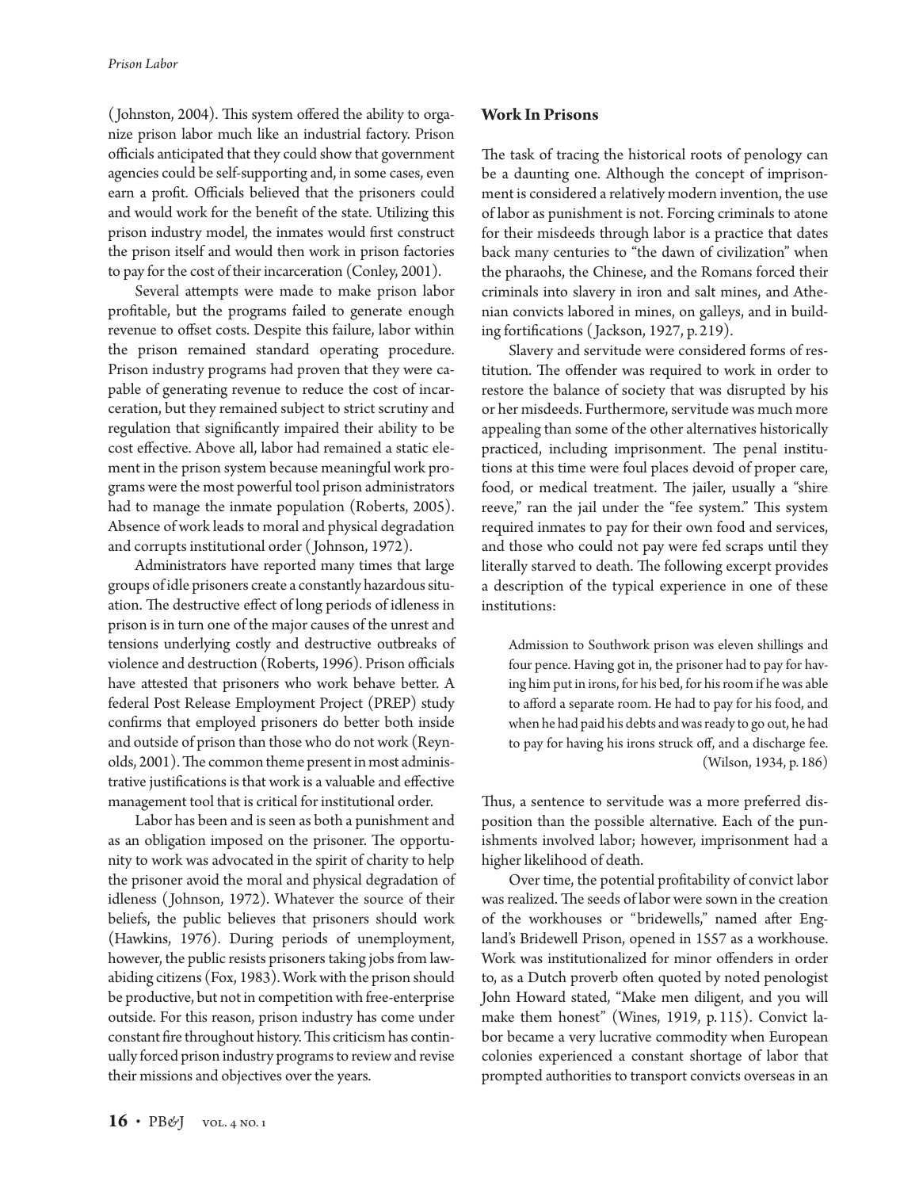(Johnston, 2004). This system offered the ability to organize prison labor much like an industrial factory. Prison officials anticipated that they could show that government agencies could be self-supporting and, in some cases, even earn a profit. Officials believed that the prisoners could and would work for the benefit of the state. Utilizing this prison industry model, the inmates would first construct the prison itself and would then work in prison factories to pay for the cost of their incarceration (Conley, 2001).

Several attempts were made to make prison labor profitable, but the programs failed to generate enough revenue to offset costs. Despite this failure, labor within the prison remained standard operating procedure. Prison industry programs had proven that they were capable of generating revenue to reduce the cost of incarceration, but they remained subject to strict scrutiny and regulation that significantly impaired their ability to be cost effective. Above all, labor had remained a static element in the prison system because meaningful work programs were the most powerful tool prison administrators had to manage the inmate population (Roberts, 2005). Absence of work leads to moral and physical degradation and corrupts institutional order (Johnson, 1972).

Administrators have reported many times that large groups of idle prisoners create a constantly hazardous situation. The destructive effect of long periods of idleness in prison is in turn one of the major causes of the unrest and tensions underlying costly and destructive outbreaks of violence and destruction (Roberts, 1996). Prison officials have attested that prisoners who work behave better. A federal Post Release Employment Project (PREP) study confirms that employed prisoners do better both inside and outside of prison than those who do not work (Reynolds, 2001). The common theme present in most administrative justifications is that work is a valuable and effective management tool that is critical for institutional order.

Labor has been and is seen as both a punishment and as an obligation imposed on the prisoner. The opportunity to work was advocated in the spirit of charity to help the prisoner avoid the moral and physical degradation of idleness (Johnson, 1972). Whatever the source of their beliefs, the public believes that prisoners should work (Hawkins, 1976). During periods of unemployment, however, the public resists prisoners taking jobs from law-abiding citizens (Fox, 1983). Work with the prison should be productive, but not in competition with free-enterprise outside. For this reason, prison industry has come under constant fire throughout history. This criticism has continually forced prison industry programs to review and revise their missions and objectives over the years.

## Work In Prisons

The task of tracing the historical roots of penology can be a daunting one. Although the concept of imprisonment is considered a relatively modern invention, the use of labor as punishment is not. Forcing criminals to atone for their misdeeds through labor is a practice that dates back many centuries to "the dawn of civilization" when the pharaohs, the Chinese, and the Romans forced their criminals into slavery in iron and salt mines, and Athenian convicts labored in mines, on galleys, and in building fortifications (Jackson, 1927, p. 219).

Slavery and servitude were considered forms of restitution. The offender was required to work in order to restore the balance of society that was disrupted by his or her misdeeds. Furthermore, servitude was much more appealing than some of the other alternatives historically practiced, including imprisonment. The penal institutions at this time were foul places devoid of proper care, food, or medical treatment. The jailer, usually a "shire reeve," ran the jail under the "fee system." This system required inmates to pay for their own food and services, and those who could not pay were fed scraps until they literally starved to death. The following excerpt provides a description of the typical experience in one of these institutions:

> Admission to Southwork prison was eleven shillings and four pence. Having got in, the prisoner had to pay for having him put in irons, for his bed, for his room if he was able to afford a separate room. He had to pay for his food, and when he had paid his debts and was ready to go out, he had to pay for having his irons struck off, and a discharge fee. (Wilson, 1934, p. 186)

Thus, a sentence to servitude was a more preferred disposition than the possible alternative. Each of the punishments involved labor; however, imprisonment had a higher likelihood of death.

Over time, the potential profitability of convict labor was realized. The seeds of labor were sown in the creation of the workhouses or "bridewells," named after England's Bridewell Prison, opened in 1557 as a workhouse. Work was institutionalized for minor offenders in order to, as a Dutch proverb often quoted by noted penologist John Howard stated, "Make men diligent, and you will make them honest" (Wines, 1919, p. 115). Convict labor became a very lucrative commodity when European colonies experienced a constant shortage of labor that prompted authorities to transport convicts overseas in an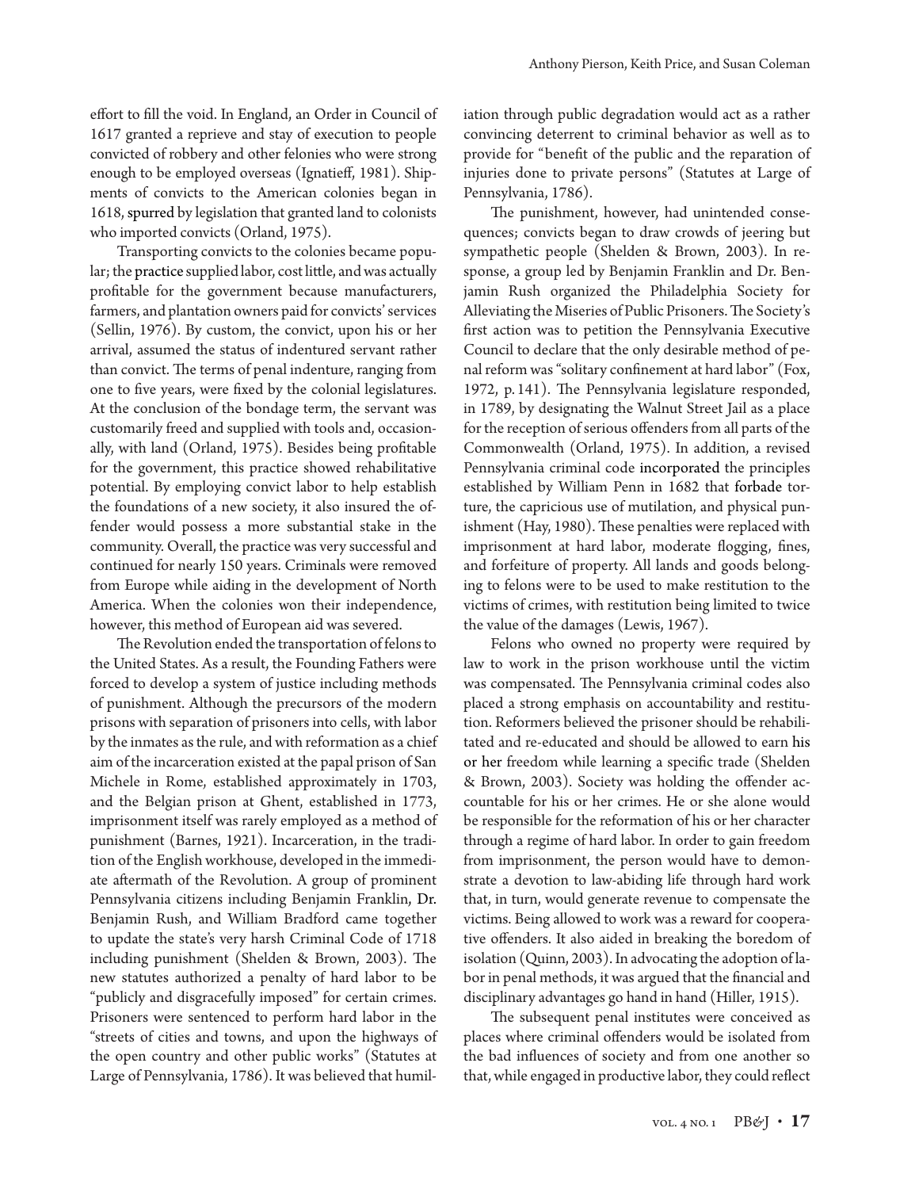effort to fill the void. In England, an Order in Council of 1617 granted a reprieve and stay of execution to people convicted of robbery and other felonies who were strong enough to be employed overseas (Ignatieff, 1981). Shipments of convicts to the American colonies began in 1618, spurred by legislation that granted land to colonists who imported convicts (Orland, 1975).

Transporting convicts to the colonies became popular; the practice supplied labor, cost little, and was actually profitable for the government because manufacturers, farmers, and plantation owners paid for convicts' services (Sellin, 1976). By custom, the convict, upon his or her arrival, assumed the status of indentured servant rather than convict. The terms of penal indenture, ranging from one to five years, were fixed by the colonial legislatures. At the conclusion of the bondage term, the servant was customarily freed and supplied with tools and, occasionally, with land (Orland, 1975). Besides being profitable for the government, this practice showed rehabilitative potential. By employing convict labor to help establish the foundations of a new society, it also insured the offender would possess a more substantial stake in the community. Overall, the practice was very successful and continued for nearly 150 years. Criminals were removed from Europe while aiding in the development of North America. When the colonies won their independence, however, this method of European aid was severed.

The Revolution ended the transportation of felons to the United States. As a result, the Founding Fathers were forced to develop a system of justice including methods of punishment. Although the precursors of the modern prisons with separation of prisoners into cells, with labor by the inmates as the rule, and with reformation as a chief aim of the incarceration existed at the papal prison of San Michele in Rome, established approximately in 1703, and the Belgian prison at Ghent, established in 1773, imprisonment itself was rarely employed as a method of punishment (Barnes, 1921). Incarceration, in the tradition of the English workhouse, developed in the immediate aftermath of the Revolution. A group of prominent Pennsylvania citizens including Benjamin Franklin, Dr. Benjamin Rush, and William Bradford came together to update the state's very harsh Criminal Code of 1718 including punishment (Shelden & Brown, 2003). The new statutes authorized a penalty of hard labor to be "publicly and disgracefully imposed" for certain crimes. Prisoners were sentenced to perform hard labor in the "streets of cities and towns, and upon the highways of the open country and other public works" (Statutes at Large of Pennsylvania, 1786). It was believed that humiliation through public degradation would act as a rather convincing deterrent to criminal behavior as well as to provide for "benefit of the public and the reparation of injuries done to private persons" (Statutes at Large of Pennsylvania, 1786).

The punishment, however, had unintended consequences; convicts began to draw crowds of jeering but sympathetic people (Shelden & Brown, 2003). In response, a group led by Benjamin Franklin and Dr. Benjamin Rush organized the Philadelphia Society for Alleviating the Miseries of Public Prisoners. The Society's first action was to petition the Pennsylvania Executive Council to declare that the only desirable method of penal reform was "solitary confinement at hard labor" (Fox, 1972, p. 141). The Pennsylvania legislature responded, in 1789, by designating the Walnut Street Jail as a place for the reception of serious offenders from all parts of the Commonwealth (Orland, 1975). In addition, a revised Pennsylvania criminal code incorporated the principles established by William Penn in 1682 that forbade torture, the capricious use of mutilation, and physical punishment (Hay, 1980). These penalties were replaced with imprisonment at hard labor, moderate flogging, fines, and forfeiture of property. All lands and goods belonging to felons were to be used to make restitution to the victims of crimes, with restitution being limited to twice the value of the damages (Lewis, 1967).

Felons who owned no property were required by law to work in the prison workhouse until the victim was compensated. The Pennsylvania criminal codes also placed a strong emphasis on accountability and restitution. Reformers believed the prisoner should be rehabilitated and re-educated and should be allowed to earn his or her freedom while learning a specific trade (Shelden & Brown, 2003). Society was holding the offender accountable for his or her crimes. He or she alone would be responsible for the reformation of his or her character through a regime of hard labor. In order to gain freedom from imprisonment, the person would have to demonstrate a devotion to law-abiding life through hard work that, in turn, would generate revenue to compensate the victims. Being allowed to work was a reward for cooperative offenders. It also aided in breaking the boredom of isolation (Quinn, 2003). In advocating the adoption of labor in penal methods, it was argued that the financial and disciplinary advantages go hand in hand (Hiller, 1915).

The subsequent penal institutes were conceived as places where criminal offenders would be isolated from the bad influences of society and from one another so that, while engaged in productive labor, they could reflect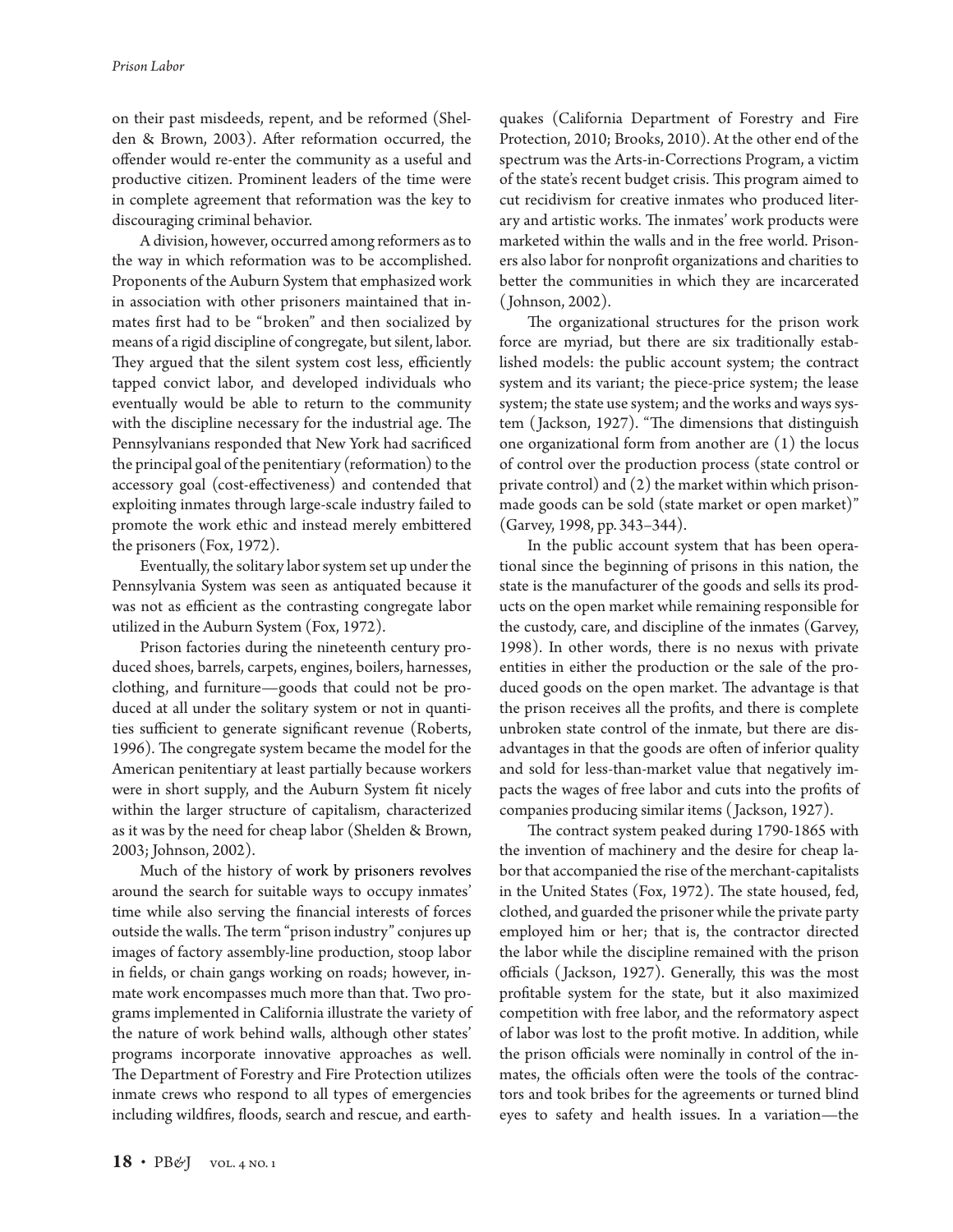on their past misdeeds, repent, and be reformed (Shelden & Brown, 2003). After reformation occurred, the offender would re-enter the community as a useful and productive citizen. Prominent leaders of the time were in complete agreement that reformation was the key to discouraging criminal behavior.

A division, however, occurred among reformers as to the way in which reformation was to be accomplished. Proponents of the Auburn System that emphasized work in association with other prisoners maintained that inmates first had to be "broken" and then socialized by means of a rigid discipline of congregate, but silent, labor. They argued that the silent system cost less, efficiently tapped convict labor, and developed individuals who eventually would be able to return to the community with the discipline necessary for the industrial age. The Pennsylvanians responded that New York had sacrificed the principal goal of the penitentiary (reformation) to the accessory goal (cost-effectiveness) and contended that exploiting inmates through large-scale industry failed to promote the work ethic and instead merely embittered the prisoners (Fox, 1972).

Eventually, the solitary labor system set up under the Pennsylvania System was seen as antiquated because it was not as efficient as the contrasting congregate labor utilized in the Auburn System (Fox, 1972).

Prison factories during the nineteenth century produced shoes, barrels, carpets, engines, boilers, harnesses, clothing, and furniture—goods that could not be produced at all under the solitary system or not in quantities sufficient to generate significant revenue (Roberts, 1996). The congregate system became the model for the American penitentiary at least partially because workers were in short supply, and the Auburn System fit nicely within the larger structure of capitalism, characterized as it was by the need for cheap labor (Shelden & Brown, 2003; Johnson, 2002).

Much of the history of work by prisoners revolves around the search for suitable ways to occupy inmates' time while also serving the financial interests of forces outside the walls. The term "prison industry" conjures up images of factory assembly-line production, stoop labor in fields, or chain gangs working on roads; however, inmate work encompasses much more than that. Two programs implemented in California illustrate the variety of the nature of work behind walls, although other states' programs incorporate innovative approaches as well. The Department of Forestry and Fire Protection utilizes inmate crews who respond to all types of emergencies including wildfires, floods, search and rescue, and earthquakes (California Department of Forestry and Fire Protection, 2010; Brooks, 2010). At the other end of the spectrum was the Arts-in-Corrections Program, a victim of the state's recent budget crisis. This program aimed to cut recidivism for creative inmates who produced literary and artistic works. The inmates' work products were marketed within the walls and in the free world. Prisoners also labor for nonprofit organizations and charities to better the communities in which they are incarcerated (Johnson, 2002).

The organizational structures for the prison work force are myriad, but there are six traditionally established models: the public account system; the contract system and its variant; the piece-price system; the lease system; the state use system; and the works and ways system (Jackson, 1927). "The dimensions that distinguish one organizational form from another are (1) the locus of control over the production process (state control or private control) and (2) the market within which prison-made goods can be sold (state market or open market)" (Garvey, 1998, pp. 343–344).

In the public account system that has been operational since the beginning of prisons in this nation, the state is the manufacturer of the goods and sells its products on the open market while remaining responsible for the custody, care, and discipline of the inmates (Garvey, 1998). In other words, there is no nexus with private entities in either the production or the sale of the produced goods on the open market. The advantage is that the prison receives all the profits, and there is complete unbroken state control of the inmate, but there are disadvantages in that the goods are often of inferior quality and sold for less-than-market value that negatively impacts the wages of free labor and cuts into the profits of companies producing similar items (Jackson, 1927).

The contract system peaked during 1790-1865 with the invention of machinery and the desire for cheap labor that accompanied the rise of the merchant-capitalists in the United States (Fox, 1972). The state housed, fed, clothed, and guarded the prisoner while the private party employed him or her; that is, the contractor directed the labor while the discipline remained with the prison officials (Jackson, 1927). Generally, this was the most profitable system for the state, but it also maximized competition with free labor, and the reformatory aspect of labor was lost to the profit motive. In addition, while the prison officials were nominally in control of the inmates, the officials often were the tools of the contractors and took bribes for the agreements or turned blind eyes to safety and health issues. In a variation—the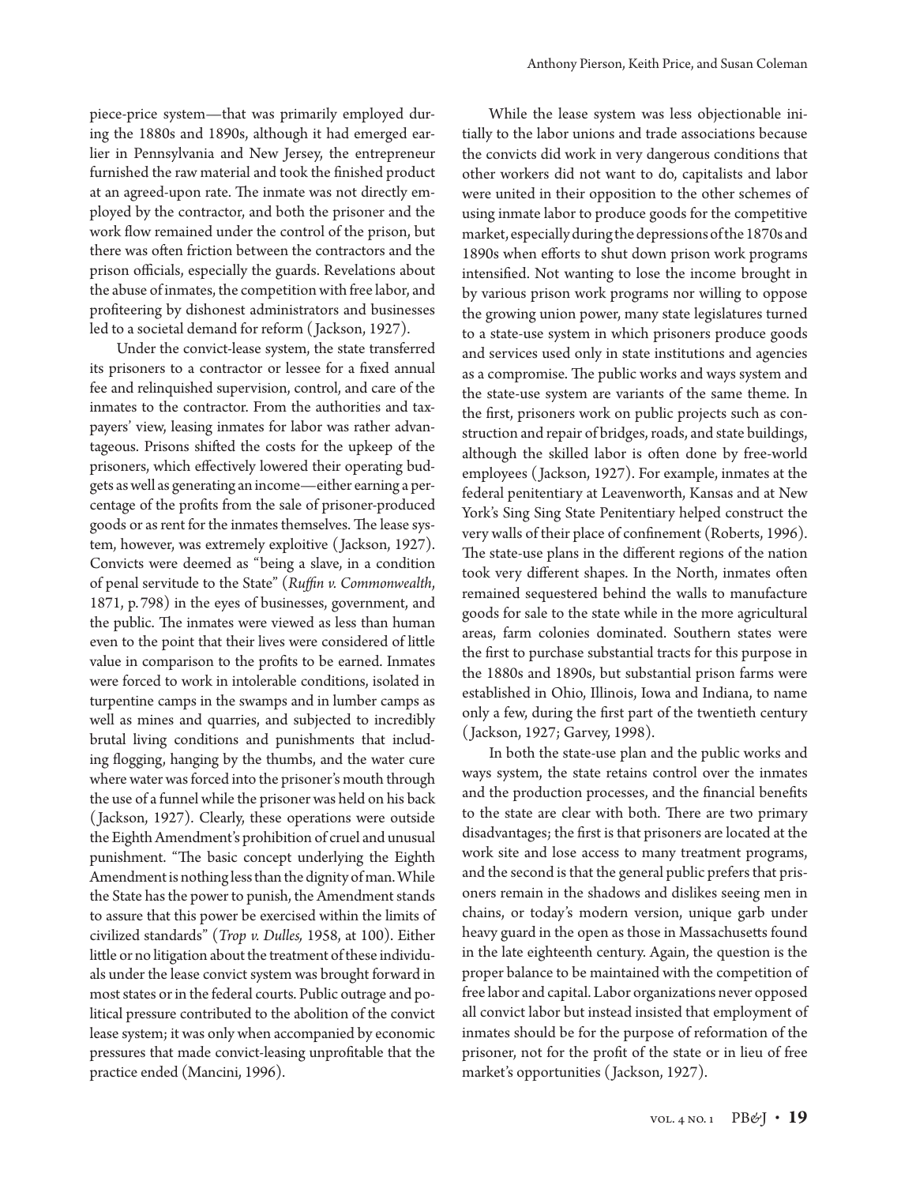piece-price system—that was primarily employed during the 1880s and 1890s, although it had emerged earlier in Pennsylvania and New Jersey, the entrepreneur furnished the raw material and took the finished product at an agreed-upon rate. The inmate was not directly employed by the contractor, and both the prisoner and the work flow remained under the control of the prison, but there was often friction between the contractors and the prison officials, especially the guards. Revelations about the abuse of inmates, the competition with free labor, and profiteering by dishonest administrators and businesses led to a societal demand for reform (Jackson, 1927).

Under the convict-lease system, the state transferred its prisoners to a contractor or lessee for a fixed annual fee and relinquished supervision, control, and care of the inmates to the contractor. From the authorities and taxpayers' view, leasing inmates for labor was rather advantageous. Prisons shifted the costs for the upkeep of the prisoners, which effectively lowered their operating budgets as well as generating an income—either earning a percentage of the profits from the sale of prisoner-produced goods or as rent for the inmates themselves. The lease system, however, was extremely exploitive (Jackson, 1927). Convicts were deemed as "being a slave, in a condition of penal servitude to the State" (*Ruffin v. Commonwealth*, 1871, p. 798) in the eyes of businesses, government, and the public. The inmates were viewed as less than human even to the point that their lives were considered of little value in comparison to the profits to be earned. Inmates were forced to work in intolerable conditions, isolated in turpentine camps in the swamps and in lumber camps as well as mines and quarries, and subjected to incredibly brutal living conditions and punishments that including flogging, hanging by the thumbs, and the water cure where water was forced into the prisoner's mouth through the use of a funnel while the prisoner was held on his back (Jackson, 1927). Clearly, these operations were outside the Eighth Amendment's prohibition of cruel and unusual punishment. "The basic concept underlying the Eighth Amendment is nothing less than the dignity of man. While the State has the power to punish, the Amendment stands to assure that this power be exercised within the limits of civilized standards" (*Trop v. Dulles,* 1958, at 100). Either little or no litigation about the treatment of these individuals under the lease convict system was brought forward in most states or in the federal courts. Public outrage and political pressure contributed to the abolition of the convict lease system; it was only when accompanied by economic pressures that made convict-leasing unprofitable that the practice ended (Mancini, 1996).

While the lease system was less objectionable initially to the labor unions and trade associations because the convicts did work in very dangerous conditions that other workers did not want to do, capitalists and labor were united in their opposition to the other schemes of using inmate labor to produce goods for the competitive market, especially during the depressions of the 1870s and 1890s when efforts to shut down prison work programs intensified. Not wanting to lose the income brought in by various prison work programs nor willing to oppose the growing union power, many state legislatures turned to a state-use system in which prisoners produce goods and services used only in state institutions and agencies as a compromise. The public works and ways system and the state-use system are variants of the same theme. In the first, prisoners work on public projects such as construction and repair of bridges, roads, and state buildings, although the skilled labor is often done by free-world employees (Jackson, 1927). For example, inmates at the federal penitentiary at Leavenworth, Kansas and at New York's Sing Sing State Penitentiary helped construct the very walls of their place of confinement (Roberts, 1996). The state-use plans in the different regions of the nation took very different shapes. In the North, inmates often remained sequestered behind the walls to manufacture goods for sale to the state while in the more agricultural areas, farm colonies dominated. Southern states were the first to purchase substantial tracts for this purpose in the 1880s and 1890s, but substantial prison farms were established in Ohio, Illinois, Iowa and Indiana, to name only a few, during the first part of the twentieth century (Jackson, 1927; Garvey, 1998).

In both the state-use plan and the public works and ways system, the state retains control over the inmates and the production processes, and the financial benefits to the state are clear with both. There are two primary disadvantages; the first is that prisoners are located at the work site and lose access to many treatment programs, and the second is that the general public prefers that prisoners remain in the shadows and dislikes seeing men in chains, or today's modern version, unique garb under heavy guard in the open as those in Massachusetts found in the late eighteenth century. Again, the question is the proper balance to be maintained with the competition of free labor and capital. Labor organizations never opposed all convict labor but instead insisted that employment of inmates should be for the purpose of reformation of the prisoner, not for the profit of the state or in lieu of free market's opportunities (Jackson, 1927).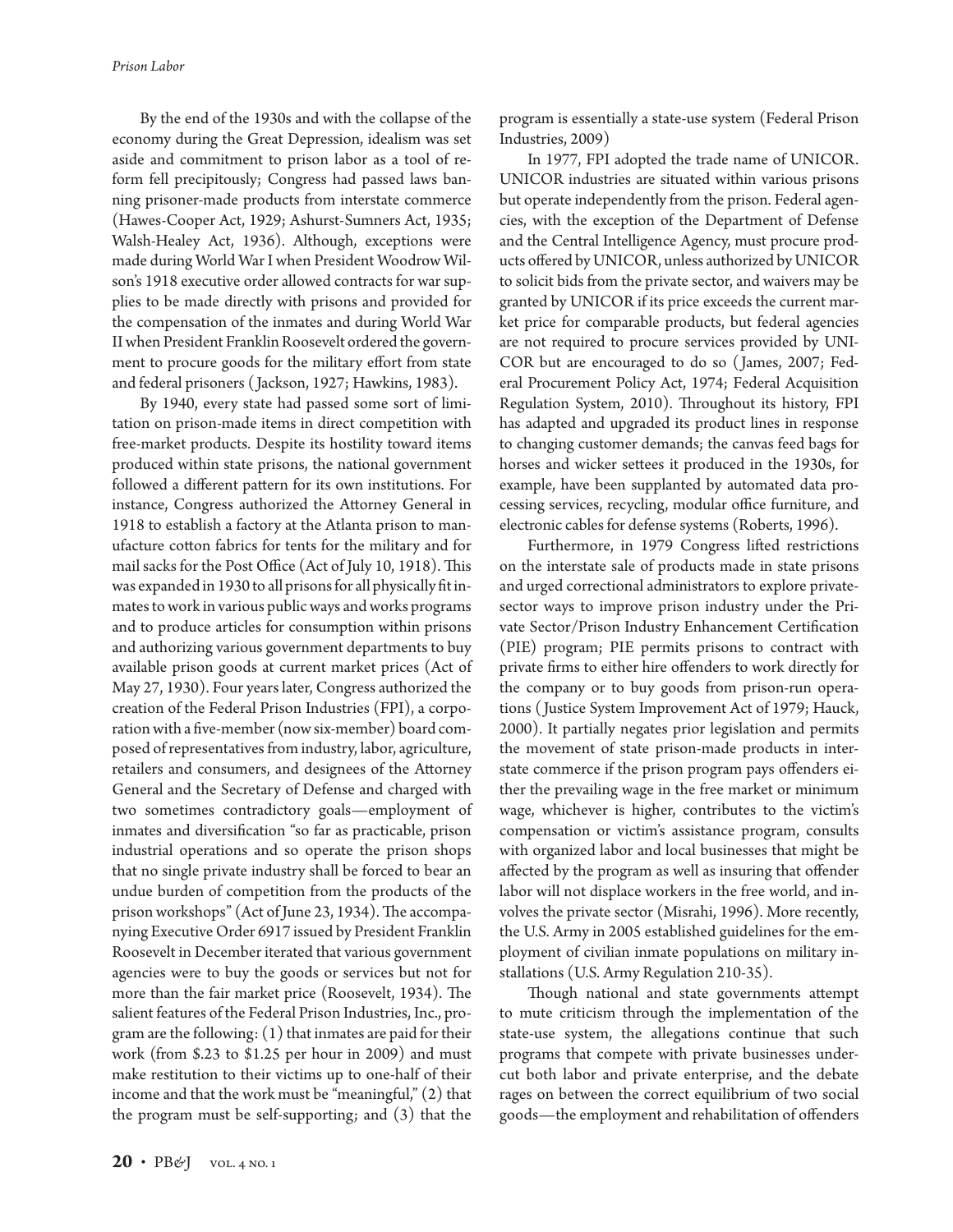By the end of the 1930s and with the collapse of the economy during the Great Depression, idealism was set aside and commitment to prison labor as a tool of reform fell precipitously; Congress had passed laws banning prisoner-made products from interstate commerce (Hawes-Cooper Act, 1929; Ashurst-Sumners Act, 1935; Walsh-Healey Act, 1936). Although, exceptions were made during World War I when President Woodrow Wilson's 1918 executive order allowed contracts for war supplies to be made directly with prisons and provided for the compensation of the inmates and during World War II when President Franklin Roosevelt ordered the government to procure goods for the military effort from state and federal prisoners (Jackson, 1927; Hawkins, 1983).

By 1940, every state had passed some sort of limitation on prison-made items in direct competition with free-market products. Despite its hostility toward items produced within state prisons, the national government followed a different pattern for its own institutions. For instance, Congress authorized the Attorney General in 1918 to establish a factory at the Atlanta prison to manufacture cotton fabrics for tents for the military and for mail sacks for the Post Office (Act of July 10, 1918). This was expanded in 1930 to all prisons for all physically fit inmates to work in various public ways and works programs and to produce articles for consumption within prisons and authorizing various government departments to buy available prison goods at current market prices (Act of May 27, 1930). Four years later, Congress authorized the creation of the Federal Prison Industries (FPI), a corporation with a five-member (now six-member) board composed of representatives from industry, labor, agriculture, retailers and consumers, and designees of the Attorney General and the Secretary of Defense and charged with two sometimes contradictory goals—employment of inmates and diversification "so far as practicable, prison industrial operations and so operate the prison shops that no single private industry shall be forced to bear an undue burden of competition from the products of the prison workshops" (Act of June 23, 1934). The accompanying Executive Order 6917 issued by President Franklin Roosevelt in December iterated that various government agencies were to buy the goods or services but not for more than the fair market price (Roosevelt, 1934). The salient features of the Federal Prison Industries, Inc., program are the following: (1) that inmates are paid for their work (from $.23 to $1.25 per hour in 2009) and must make restitution to their victims up to one-half of their income and that the work must be "meaningful," (2) that the program must be self-supporting; and (3) that the program is essentially a state-use system (Federal Prison Industries, 2009)

In 1977, FPI adopted the trade name of UNICOR. UNICOR industries are situated within various prisons but operate independently from the prison. Federal agencies, with the exception of the Department of Defense and the Central Intelligence Agency, must procure products offered by UNICOR, unless authorized by UNICOR to solicit bids from the private sector, and waivers may be granted by UNICOR if its price exceeds the current market price for comparable products, but federal agencies are not required to procure services provided by UNICOR but are encouraged to do so (James, 2007; Federal Procurement Policy Act, 1974; Federal Acquisition Regulation System, 2010). Throughout its history, FPI has adapted and upgraded its product lines in response to changing customer demands; the canvas feed bags for horses and wicker settees it produced in the 1930s, for example, have been supplanted by automated data processing services, recycling, modular office furniture, and electronic cables for defense systems (Roberts, 1996).

Furthermore, in 1979 Congress lifted restrictions on the interstate sale of products made in state prisons and urged correctional administrators to explore private-sector ways to improve prison industry under the Private Sector/Prison Industry Enhancement Certification (PIE) program; PIE permits prisons to contract with private firms to either hire offenders to work directly for the company or to buy goods from prison-run operations (Justice System Improvement Act of 1979; Hauck, 2000). It partially negates prior legislation and permits the movement of state prison-made products in interstate commerce if the prison program pays offenders either the prevailing wage in the free market or minimum wage, whichever is higher, contributes to the victim's compensation or victim's assistance program, consults with organized labor and local businesses that might be affected by the program as well as insuring that offender labor will not displace workers in the free world, and involves the private sector (Misrahi, 1996). More recently, the U.S. Army in 2005 established guidelines for the employment of civilian inmate populations on military installations (U.S. Army Regulation 210-35).

Though national and state governments attempt to mute criticism through the implementation of the state-use system, the allegations continue that such programs that compete with private businesses undercut both labor and private enterprise, and the debate rages on between the correct equilibrium of two social goods—the employment and rehabilitation of offenders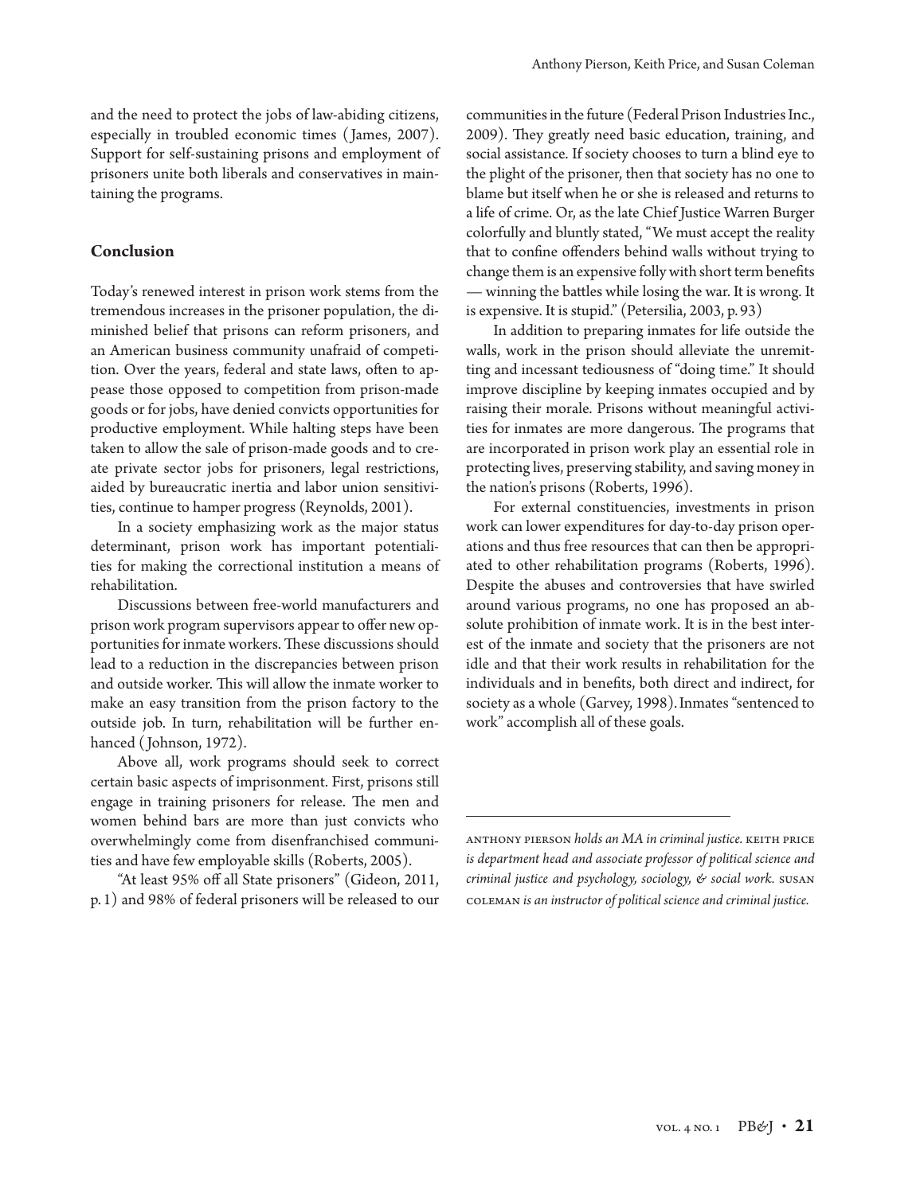and the need to protect the jobs of law-abiding citizens, especially in troubled economic times (James, 2007). Support for self-sustaining prisons and employment of prisoners unite both liberals and conservatives in maintaining the programs.

## Conclusion

Today's renewed interest in prison work stems from the tremendous increases in the prisoner population, the diminished belief that prisons can reform prisoners, and an American business community unafraid of competition. Over the years, federal and state laws, often to appease those opposed to competition from prison-made goods or for jobs, have denied convicts opportunities for productive employment. While halting steps have been taken to allow the sale of prison-made goods and to create private sector jobs for prisoners, legal restrictions, aided by bureaucratic inertia and labor union sensitivities, continue to hamper progress (Reynolds, 2001).

In a society emphasizing work as the major status determinant, prison work has important potentialities for making the correctional institution a means of rehabilitation.

Discussions between free-world manufacturers and prison work program supervisors appear to offer new opportunities for inmate workers. These discussions should lead to a reduction in the discrepancies between prison and outside worker. This will allow the inmate worker to make an easy transition from the prison factory to the outside job. In turn, rehabilitation will be further enhanced (Johnson, 1972).

Above all, work programs should seek to correct certain basic aspects of imprisonment. First, prisons still engage in training prisoners for release. The men and women behind bars are more than just convicts who overwhelmingly come from disenfranchised communities and have few employable skills (Roberts, 2005).

"At least 95% off all State prisoners" (Gideon, 2011, p. 1) and 98% of federal prisoners will be released to our communities in the future (Federal Prison Industries Inc., 2009). They greatly need basic education, training, and social assistance. If society chooses to turn a blind eye to the plight of the prisoner, then that society has no one to blame but itself when he or she is released and returns to a life of crime. Or, as the late Chief Justice Warren Burger colorfully and bluntly stated, "We must accept the reality that to confine offenders behind walls without trying to change them is an expensive folly with short term benefits — winning the battles while losing the war. It is wrong. It is expensive. It is stupid." (Petersilia, 2003, p. 93)

In addition to preparing inmates for life outside the walls, work in the prison should alleviate the unremitting and incessant tediousness of "doing time." It should improve discipline by keeping inmates occupied and by raising their morale. Prisons without meaningful activities for inmates are more dangerous. The programs that are incorporated in prison work play an essential role in protecting lives, preserving stability, and saving money in the nation's prisons (Roberts, 1996).

For external constituencies, investments in prison work can lower expenditures for day-to-day prison operations and thus free resources that can then be appropriated to other rehabilitation programs (Roberts, 1996). Despite the abuses and controversies that have swirled around various programs, no one has proposed an absolute prohibition of inmate work. It is in the best interest of the inmate and society that the prisoners are not idle and that their work results in rehabilitation for the individuals and in benefits, both direct and indirect, for society as a whole (Garvey, 1998). Inmates "sentenced to work" accomplish all of these goals.

---

ANTHONY PIERSON *holds an MA in criminal justice.* KEITH PRICE *is department head and associate professor of political science and criminal justice and psychology, sociology, & social work.* SUSAN COLEMAN *is an instructor of political science and criminal justice.*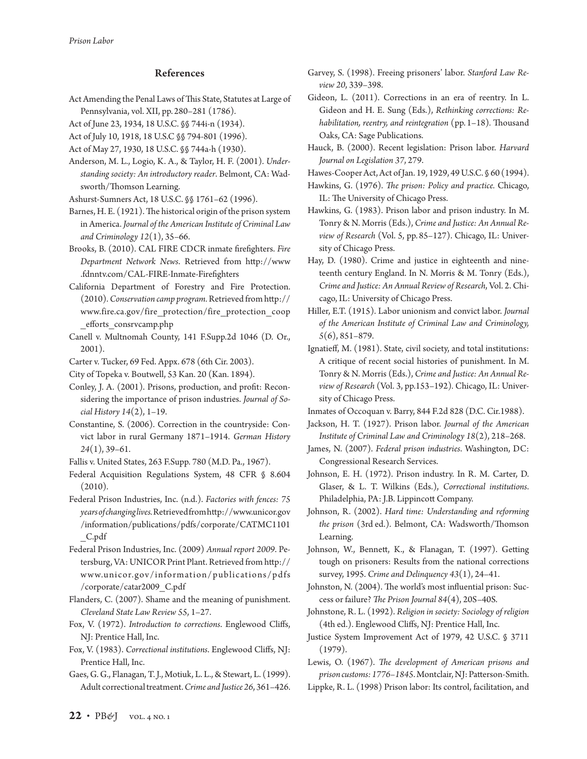## References

Act Amending the Penal Laws of This State, Statutes at Large of Pennsylvania, vol. XII, pp. 280–281 (1786).

Act of June 23, 1934, 18 U.S.C. §§ 744i-n (1934).

Act of July 10, 1918, 18 U.S.C §§ 794-801 (1996).

Act of May 27, 1930, 18 U.S.C. §§ 744a-h (1930).

Anderson, M. L., Logio, K. A., & Taylor, H. F. (2001). *Understanding society: An introductory reader*. Belmont, CA: Wadsworth/Thomson Learning.

Ashurst-Sumners Act, 18 U.S.C. §§ 1761–62 (1996).

Barnes, H. E. (1921). The historical origin of the prison system in America. *Journal of the American Institute of Criminal Law and Criminology 12*(1), 35–66.

Brooks, B. (2010). CAL FIRE CDCR inmate firefighters. *Fire Department Network News*. Retrieved from http://www.fdnntv.com/CAL-FIRE-Inmate-Firefighters

California Department of Forestry and Fire Protection. (2010). *Conservation camp program.* Retrieved from http://www.fire.ca.gov/fire_protection/fire_protection_coop_efforts_consrvcamp.php

Canell v. Multnomah County, 141 F.Supp.2d 1046 (D. Or., 2001).

Carter v. Tucker, 69 Fed. Appx. 678 (6th Cir. 2003).

City of Topeka v. Boutwell, 53 Kan. 20 (Kan. 1894).

Conley, J. A. (2001). Prisons, production, and profit: Reconsidering the importance of prison industries. *Journal of Social History 14*(2), 1–19.

Constantine, S. (2006). Correction in the countryside: Convict labor in rural Germany 1871–1914. *German History 24*(1), 39–61.

Fallis v. United States, 263 F.Supp. 780 (M.D. Pa., 1967).

Federal Acquisition Regulations System, 48 CFR § 8.604 (2010).

Federal Prison Industries, Inc. (n.d.). *Factories with fences: 75 years of changing lives.* Retrieved from http://www.unicor.gov/information/publications/pdfs/corporate/CATMC1101_C.pdf

Federal Prison Industries, Inc. (2009) *Annual report 2009*. Petersburg, VA: UNICOR Print Plant. Retrieved from http://www.unicor.gov/information/publications/pdfs/corporate/catar2009_C.pdf

Flanders, C. (2007). Shame and the meaning of punishment. *Cleveland State Law Review 55*, 1–27.

Fox, V. (1972). *Introduction to corrections*. Englewood Cliffs, NJ: Prentice Hall, Inc.

Fox, V. (1983). *Correctional institutions*. Englewood Cliffs, NJ: Prentice Hall, Inc.

Gaes, G. G., Flanagan, T. J., Motiuk, L. L., & Stewart, L. (1999). Adult correctional treatment. *Crime and Justice 26*, 361–426.

Garvey, S. (1998). Freeing prisoners' labor. *Stanford Law Review 20*, 339–398.

Gideon, L. (2011). Corrections in an era of reentry. In L. Gideon and H. E. Sung (Eds.), *Rethinking corrections: Rehabilitation, reentry, and reintegration* (pp. 1–18). Thousand Oaks, CA: Sage Publications.

Hauck, B. (2000). Recent legislation: Prison labor. *Harvard Journal on Legislation 37*, 279.

Hawes-Cooper Act, Act of Jan. 19, 1929, 49 U.S.C. § 60 (1994).

Hawkins, G. (1976). *The prison: Policy and practice.* Chicago, IL: The University of Chicago Press.

Hawkins, G. (1983). Prison labor and prison industry. In M. Tonry & N. Morris (Eds.), *Crime and Justice: An Annual Review of Research* (Vol. 5, pp. 85–127). Chicago, IL: University of Chicago Press.

Hay, D. (1980). Crime and justice in eighteenth and nineteenth century England. In N. Morris & M. Tonry (Eds.), *Crime and Justice: An Annual Review of Research*, Vol. 2. Chicago, IL: University of Chicago Press.

Hiller, E.T. (1915). Labor unionism and convict labor. *Journal of the American Institute of Criminal Law and Criminology, 5*(6), 851–879.

Ignatieff, M. (1981). State, civil society, and total institutions: A critique of recent social histories of punishment. In M. Tonry & N. Morris (Eds.), *Crime and Justice: An Annual Review of Research* (Vol. 3, pp.153–192). Chicago, IL: University of Chicago Press.

Inmates of Occoquan v. Barry, 844 F.2d 828 (D.C. Cir.1988).

Jackson, H. T. (1927). Prison labor. *Journal of the American Institute of Criminal Law and Criminology 18*(2), 218–268.

James, N. (2007). *Federal prison industries*. Washington, DC: Congressional Research Services.

Johnson, E. H. (1972). Prison industry. In R. M. Carter, D. Glaser, & L. T. Wilkins (Eds.), *Correctional institutions*. Philadelphia, PA: J.B. Lippincott Company.

Johnson, R. (2002). *Hard time: Understanding and reforming the prison* (3rd ed.). Belmont, CA: Wadsworth/Thomson Learning.

Johnson, W., Bennett, K., & Flanagan, T. (1997). Getting tough on prisoners: Results from the national corrections survey, 1995. *Crime and Delinquency 43*(1), 24–41.

Johnston, N. (2004). The world's most influential prison: Success or failure? *The Prison Journal 84*(4), 20S–40S.

Johnstone, R. L. (1992). *Religion in society: Sociology of religion* (4th ed.). Englewood Cliffs, NJ: Prentice Hall, Inc.

Justice System Improvement Act of 1979, 42 U.S.C. § 3711 (1979).

Lewis, O. (1967). *The development of American prisons and prison customs: 1776–1845*. Montclair, NJ: Patterson-Smith.

Lippke, R. L. (1998) Prison labor: Its control, facilitation, and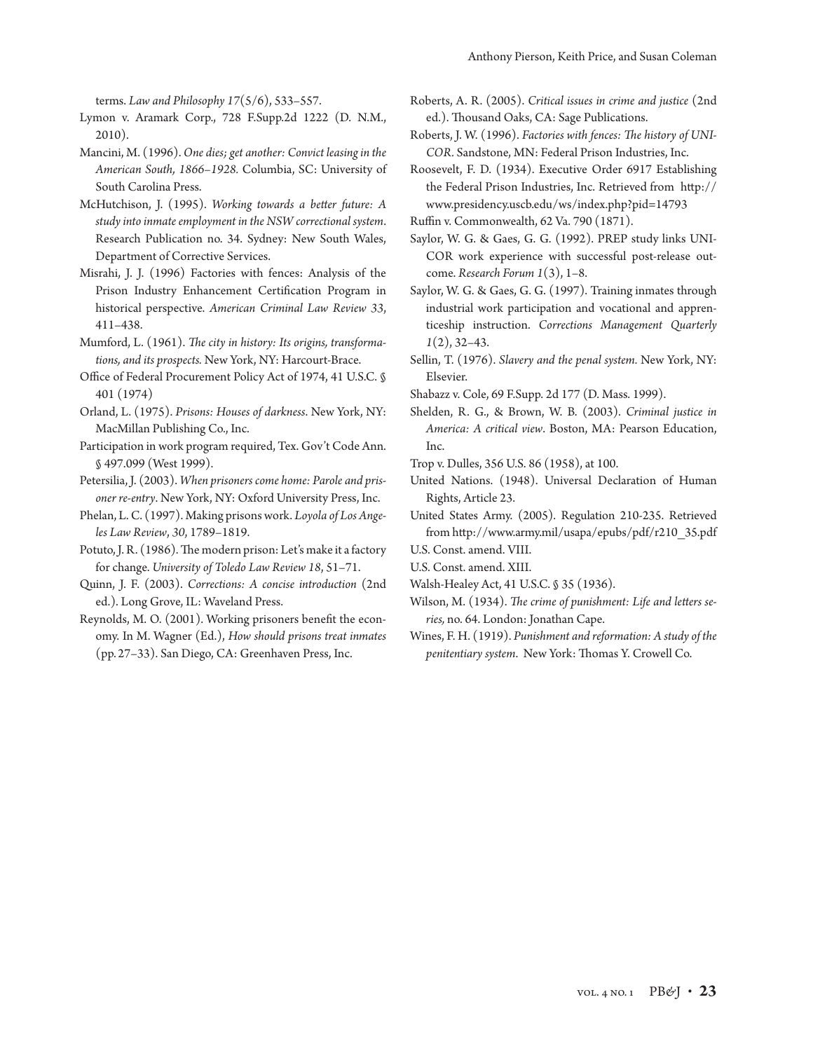terms. *Law and Philosophy 17*(5/6), 533–557.

Lymon v. Aramark Corp., 728 F.Supp.2d 1222 (D. N.M., 2010).

Mancini, M. (1996). *One dies; get another: Convict leasing in the American South, 1866–1928.* Columbia, SC: University of South Carolina Press.

McHutchison, J. (1995). *Working towards a better future: A study into inmate employment in the NSW correctional system*. Research Publication no. 34. Sydney: New South Wales, Department of Corrective Services.

Misrahi, J. J. (1996) Factories with fences: Analysis of the Prison Industry Enhancement Certification Program in historical perspective. *American Criminal Law Review 33*, 411–438.

Mumford, L. (1961). *The city in history: Its origins, transformations, and its prospects.* New York, NY: Harcourt-Brace.

Office of Federal Procurement Policy Act of 1974, 41 U.S.C. § 401 (1974)

Orland, L. (1975). *Prisons: Houses of darkness*. New York, NY: MacMillan Publishing Co., Inc.

Participation in work program required, Tex. Gov't Code Ann. § 497.099 (West 1999).

Petersilia, J. (2003). *When prisoners come home: Parole and prisoner re-entry*. New York, NY: Oxford University Press, Inc.

Phelan, L. C. (1997). Making prisons work. *Loyola of Los Angeles Law Review*, *30*, 1789–1819.

Potuto, J. R. (1986). The modern prison: Let's make it a factory for change. *University of Toledo Law Review 18*, 51–71.

Quinn, J. F. (2003). *Corrections: A concise introduction* (2nd ed.). Long Grove, IL: Waveland Press.

Reynolds, M. O. (2001). Working prisoners benefit the economy. In M. Wagner (Ed.), *How should prisons treat inmates* (pp. 27–33). San Diego, CA: Greenhaven Press, Inc.

Roberts, A. R. (2005). *Critical issues in crime and justice* (2nd ed.). Thousand Oaks, CA: Sage Publications.

Roberts, J. W. (1996). *Factories with fences: The history of UNICOR*. Sandstone, MN: Federal Prison Industries, Inc.

Roosevelt, F. D. (1934). Executive Order 6917 Establishing the Federal Prison Industries, Inc. Retrieved from http://www.presidency.uscb.edu/ws/index.php?pid=14793

Ruffin v. Commonwealth, 62 Va. 790 (1871).

Saylor, W. G. & Gaes, G. G. (1992). PREP study links UNICOR work experience with successful post-release outcome. *Research Forum 1*(3), 1–8.

Saylor, W. G. & Gaes, G. G. (1997). Training inmates through industrial work participation and vocational and apprenticeship instruction. *Corrections Management Quarterly 1*(2), 32–43.

Sellin, T. (1976). *Slavery and the penal system.* New York, NY: Elsevier.

Shabazz v. Cole, 69 F.Supp. 2d 177 (D. Mass. 1999).

Shelden, R. G., & Brown, W. B. (2003). *Criminal justice in America: A critical view*. Boston, MA: Pearson Education, Inc.

Trop v. Dulles, 356 U.S. 86 (1958), at 100.

United Nations. (1948). Universal Declaration of Human Rights, Article 23.

United States Army. (2005). Regulation 210-235. Retrieved from http://www.army.mil/usapa/epubs/pdf/r210_35.pdf

U.S. Const. amend. VIII.

U.S. Const. amend. XIII.

Walsh-Healey Act, 41 U.S.C. § 35 (1936).

Wilson, M. (1934). *The crime of punishment: Life and letters series,* no. 64. London: Jonathan Cape.

Wines, F. H. (1919). *Punishment and reformation: A study of the penitentiary system.* New York: Thomas Y. Crowell Co.